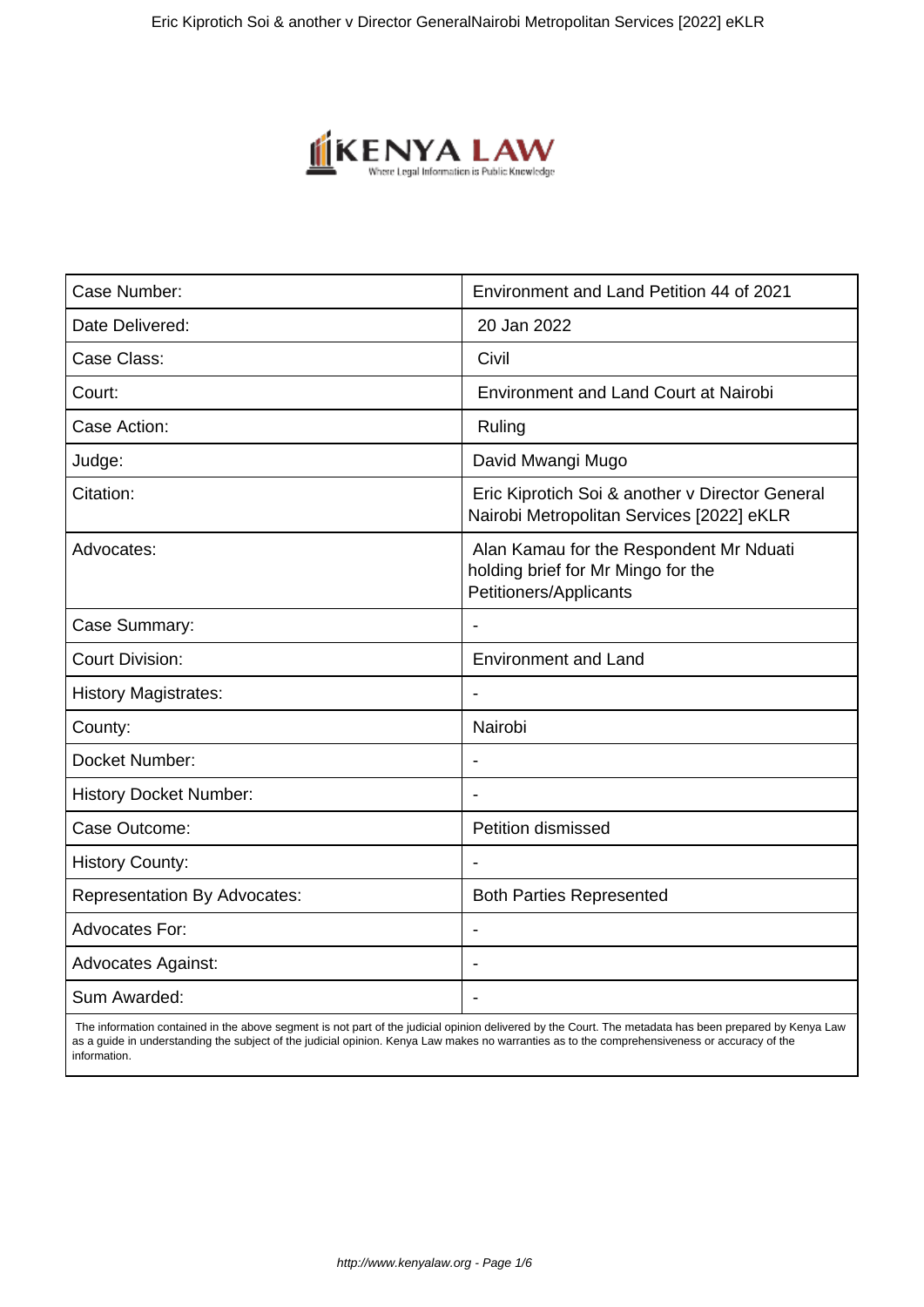| | |
|---|---|
| Case Number: | Environment and Land Petition 44 of 2021 |
| Date Delivered: | 20 Jan 2022 |
| Case Class: | Civil |
| Court: | Environment and Land Court at Nairobi |
| Case Action: | Ruling |
| Judge: | David Mwangi Mugo |
| Citation: | Eric Kiprotich Soi & another v Director General Nairobi Metropolitan Services [2022] eKLR |
| Advocates: | Alan Kamau for the Respondent Mr Nduati holding brief for Mr Mingo for the Petitioners/Applicants |
| Case Summary: | - |
| Court Division: | Environment and Land |
| History Magistrates: | - |
| County: | Nairobi |
| Docket Number: | - |
| History Docket Number: | - |
| Case Outcome: | Petition dismissed |
| History County: | - |
| Representation By Advocates: | Both Parties Represented |
| Advocates For: | - |
| Advocates Against: | - |
| Sum Awarded: | - |

The information contained in the above segment is not part of the judicial opinion delivered by the Court. The metadata has been prepared by Kenya Law as a guide in understanding the subject of the judicial opinion. Kenya Law makes no warranties as to the comprehensiveness or accuracy of the information.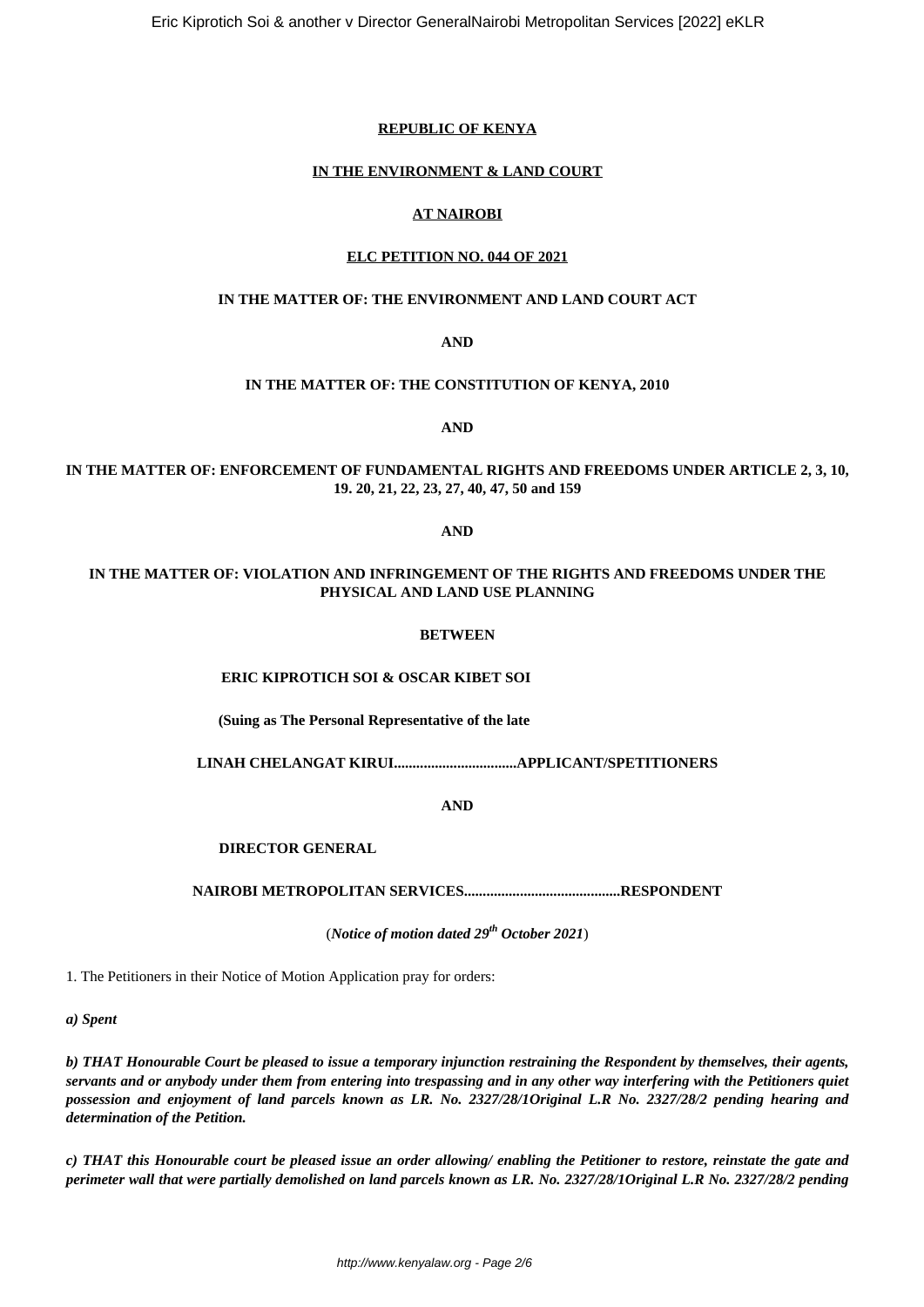**REPUBLIC OF KENYA**

**IN THE ENVIRONMENT & LAND COURT**

**AT NAIROBI**

**ELC PETITION NO. 044 OF 2021**

**IN THE MATTER OF: THE ENVIRONMENT AND LAND COURT ACT**

**AND**

**IN THE MATTER OF: THE CONSTITUTION OF KENYA, 2010**

**AND**

**IN THE MATTER OF: ENFORCEMENT OF FUNDAMENTAL RIGHTS AND FREEDOMS UNDER ARTICLE 2, 3, 10, 19. 20, 21, 22, 23, 27, 40, 47, 50 and 159**

**AND**

**IN THE MATTER OF: VIOLATION AND INFRINGEMENT OF THE RIGHTS AND FREEDOMS UNDER THE PHYSICAL AND LAND USE PLANNING**

**BETWEEN**

**ERIC KIPROTICH SOI & OSCAR KIBET SOI**

**(Suing as The Personal Representative of the late**

**LINAH CHELANGAT KIRUI.................................APPLICANT/SPETITIONERS**

**AND**

**DIRECTOR GENERAL**

**NAIROBI METROPOLITAN SERVICES..........................................RESPONDENT**

(***Notice of motion dated 29th October 2021***)

1. The Petitioners in their Notice of Motion Application pray for orders:

***a) Spent***

***b) THAT Honourable Court be pleased to issue a temporary injunction restraining the Respondent by themselves, their agents, servants and or anybody under them from entering into trespassing and in any other way interfering with the Petitioners quiet possession and enjoyment of land parcels known as LR. No. 2327/28/1Original L.R No. 2327/28/2 pending hearing and determination of the Petition.***

***c) THAT this Honourable court be pleased issue an order allowing/ enabling the Petitioner to restore, reinstate the gate and perimeter wall that were partially demolished on land parcels known as LR. No. 2327/28/1Original L.R No. 2327/28/2 pending***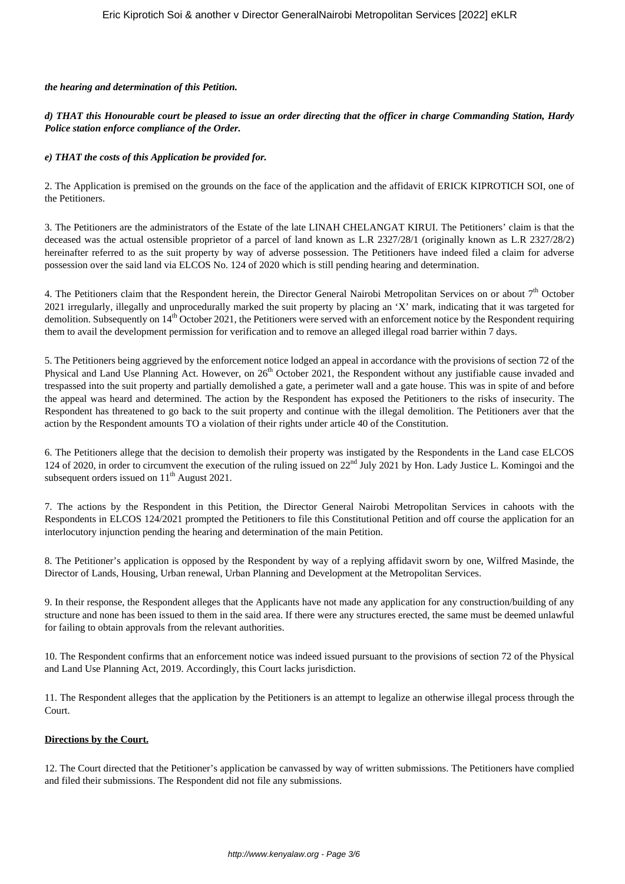***the hearing and determination of this Petition.***

***d) THAT this Honourable court be pleased to issue an order directing that the officer in charge Commanding Station, Hardy Police station enforce compliance of the Order.***

***e) THAT the costs of this Application be provided for.***

2. The Application is premised on the grounds on the face of the application and the affidavit of ERICK KIPROTICH SOI, one of the Petitioners.

3. The Petitioners are the administrators of the Estate of the late LINAH CHELANGAT KIRUI. The Petitioners' claim is that the deceased was the actual ostensible proprietor of a parcel of land known as L.R 2327/28/1 (originally known as L.R 2327/28/2) hereinafter referred to as the suit property by way of adverse possession. The Petitioners have indeed filed a claim for adverse possession over the said land via ELCOS No. 124 of 2020 which is still pending hearing and determination.

4. The Petitioners claim that the Respondent herein, the Director General Nairobi Metropolitan Services on or about 7th October 2021 irregularly, illegally and unprocedurally marked the suit property by placing an 'X' mark, indicating that it was targeted for demolition. Subsequently on 14th October 2021, the Petitioners were served with an enforcement notice by the Respondent requiring them to avail the development permission for verification and to remove an alleged illegal road barrier within 7 days.

5. The Petitioners being aggrieved by the enforcement notice lodged an appeal in accordance with the provisions of section 72 of the Physical and Land Use Planning Act. However, on 26th October 2021, the Respondent without any justifiable cause invaded and trespassed into the suit property and partially demolished a gate, a perimeter wall and a gate house. This was in spite of and before the appeal was heard and determined. The action by the Respondent has exposed the Petitioners to the risks of insecurity. The Respondent has threatened to go back to the suit property and continue with the illegal demolition. The Petitioners aver that the action by the Respondent amounts TO a violation of their rights under article 40 of the Constitution.

6. The Petitioners allege that the decision to demolish their property was instigated by the Respondents in the Land case ELCOS 124 of 2020, in order to circumvent the execution of the ruling issued on 22nd July 2021 by Hon. Lady Justice L. Komingoi and the subsequent orders issued on 11th August 2021.

7. The actions by the Respondent in this Petition, the Director General Nairobi Metropolitan Services in cahoots with the Respondents in ELCOS 124/2021 prompted the Petitioners to file this Constitutional Petition and off course the application for an interlocutory injunction pending the hearing and determination of the main Petition.

8. The Petitioner's application is opposed by the Respondent by way of a replying affidavit sworn by one, Wilfred Masinde, the Director of Lands, Housing, Urban renewal, Urban Planning and Development at the Metropolitan Services.

9. In their response, the Respondent alleges that the Applicants have not made any application for any construction/building of any structure and none has been issued to them in the said area. If there were any structures erected, the same must be deemed unlawful for failing to obtain approvals from the relevant authorities.

10. The Respondent confirms that an enforcement notice was indeed issued pursuant to the provisions of section 72 of the Physical and Land Use Planning Act, 2019. Accordingly, this Court lacks jurisdiction.

11. The Respondent alleges that the application by the Petitioners is an attempt to legalize an otherwise illegal process through the Court.

**Directions by the Court.**

12. The Court directed that the Petitioner's application be canvassed by way of written submissions. The Petitioners have complied and filed their submissions. The Respondent did not file any submissions.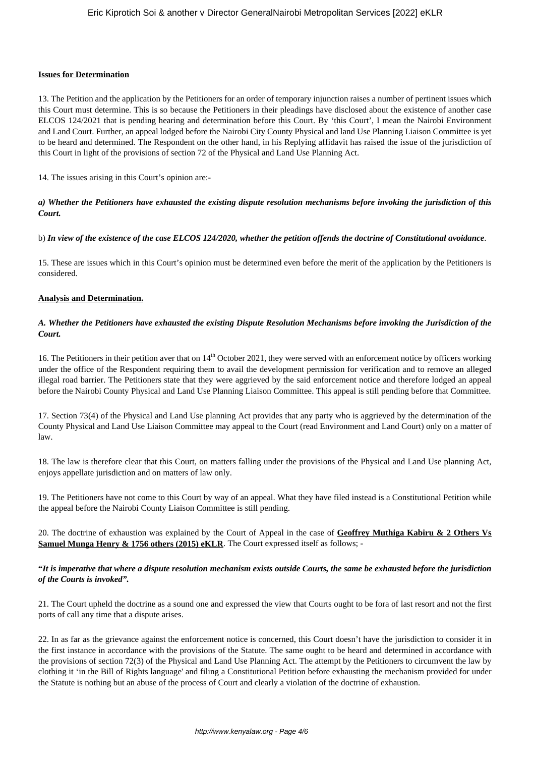**Issues for Determination**

13. The Petition and the application by the Petitioners for an order of temporary injunction raises a number of pertinent issues which this Court must determine. This is so because the Petitioners in their pleadings have disclosed about the existence of another case ELCOS 124/2021 that is pending hearing and determination before this Court. By 'this Court', I mean the Nairobi Environment and Land Court. Further, an appeal lodged before the Nairobi City County Physical and land Use Planning Liaison Committee is yet to be heard and determined. The Respondent on the other hand, in his Replying affidavit has raised the issue of the jurisdiction of this Court in light of the provisions of section 72 of the Physical and Land Use Planning Act.

14. The issues arising in this Court's opinion are:-

***a) Whether the Petitioners have exhausted the existing dispute resolution mechanisms before invoking the jurisdiction of this Court.***

b) ***In view of the existence of the case ELCOS 124/2020, whether the petition offends the doctrine of Constitutional avoidance***.

15. These are issues which in this Court's opinion must be determined even before the merit of the application by the Petitioners is considered.

**Analysis and Determination.**

***A. Whether the Petitioners have exhausted the existing Dispute Resolution Mechanisms before invoking the Jurisdiction of the Court.***

16. The Petitioners in their petition aver that on 14th October 2021, they were served with an enforcement notice by officers working under the office of the Respondent requiring them to avail the development permission for verification and to remove an alleged illegal road barrier. The Petitioners state that they were aggrieved by the said enforcement notice and therefore lodged an appeal before the Nairobi County Physical and Land Use Planning Liaison Committee. This appeal is still pending before that Committee.

17. Section 73(4) of the Physical and Land Use planning Act provides that any party who is aggrieved by the determination of the County Physical and Land Use Liaison Committee may appeal to the Court (read Environment and Land Court) only on a matter of law.

18. The law is therefore clear that this Court, on matters falling under the provisions of the Physical and Land Use planning Act, enjoys appellate jurisdiction and on matters of law only.

19. The Petitioners have not come to this Court by way of an appeal. What they have filed instead is a Constitutional Petition while the appeal before the Nairobi County Liaison Committee is still pending.

20. The doctrine of exhaustion was explained by the Court of Appeal in the case of **Geoffrey Muthiga Kabiru & 2 Others Vs Samuel Munga Henry & 1756 others (2015) eKLR**. The Court expressed itself as follows; -

**"*It is imperative that where a dispute resolution mechanism exists outside Courts, the same be exhausted before the jurisdiction of the Courts is invoked".***

21. The Court upheld the doctrine as a sound one and expressed the view that Courts ought to be fora of last resort and not the first ports of call any time that a dispute arises.

22. In as far as the grievance against the enforcement notice is concerned, this Court doesn't have the jurisdiction to consider it in the first instance in accordance with the provisions of the Statute. The same ought to be heard and determined in accordance with the provisions of section 72(3) of the Physical and Land Use Planning Act. The attempt by the Petitioners to circumvent the law by clothing it 'in the Bill of Rights language' and filing a Constitutional Petition before exhausting the mechanism provided for under the Statute is nothing but an abuse of the process of Court and clearly a violation of the doctrine of exhaustion.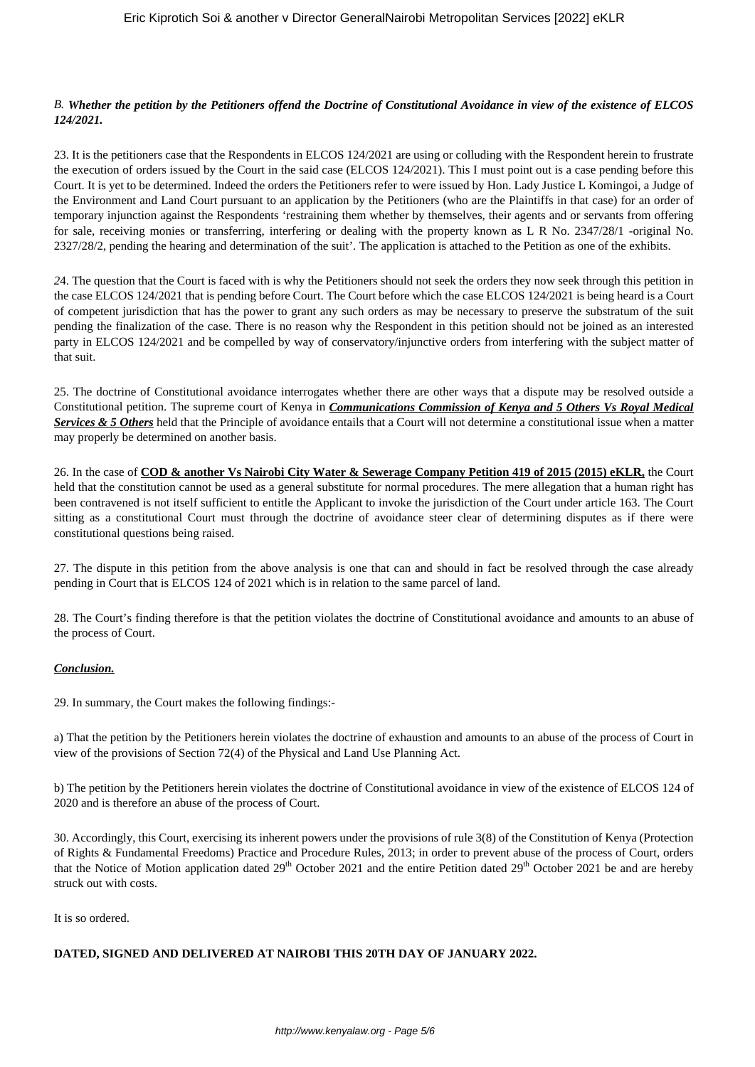*B.* ***Whether the petition by the Petitioners offend the Doctrine of Constitutional Avoidance in view of the existence of ELCOS 124/2021.***

23. It is the petitioners case that the Respondents in ELCOS 124/2021 are using or colluding with the Respondent herein to frustrate the execution of orders issued by the Court in the said case (ELCOS 124/2021). This I must point out is a case pending before this Court. It is yet to be determined. Indeed the orders the Petitioners refer to were issued by Hon. Lady Justice L Komingoi, a Judge of the Environment and Land Court pursuant to an application by the Petitioners (who are the Plaintiffs in that case) for an order of temporary injunction against the Respondents 'restraining them whether by themselves, their agents and or servants from offering for sale, receiving monies or transferring, interfering or dealing with the property known as L R No. 2347/28/1 -original No. 2327/28/2, pending the hearing and determination of the suit'. The application is attached to the Petition as one of the exhibits.

24. The question that the Court is faced with is why the Petitioners should not seek the orders they now seek through this petition in the case ELCOS 124/2021 that is pending before Court. The Court before which the case ELCOS 124/2021 is being heard is a Court of competent jurisdiction that has the power to grant any such orders as may be necessary to preserve the substratum of the suit pending the finalization of the case. There is no reason why the Respondent in this petition should not be joined as an interested party in ELCOS 124/2021 and be compelled by way of conservatory/injunctive orders from interfering with the subject matter of that suit.

25. The doctrine of Constitutional avoidance interrogates whether there are other ways that a dispute may be resolved outside a Constitutional petition. The supreme court of Kenya in ***Communications Commission of Kenya and 5 Others Vs Royal Medical Services & 5 Others*** held that the Principle of avoidance entails that a Court will not determine a constitutional issue when a matter may properly be determined on another basis.

26. In the case of **COD & another Vs Nairobi City Water & Sewerage Company Petition 419 of 2015 (2015) eKLR,** the Court held that the constitution cannot be used as a general substitute for normal procedures. The mere allegation that a human right has been contravened is not itself sufficient to entitle the Applicant to invoke the jurisdiction of the Court under article 163. The Court sitting as a constitutional Court must through the doctrine of avoidance steer clear of determining disputes as if there were constitutional questions being raised.

27. The dispute in this petition from the above analysis is one that can and should in fact be resolved through the case already pending in Court that is ELCOS 124 of 2021 which is in relation to the same parcel of land.

28. The Court's finding therefore is that the petition violates the doctrine of Constitutional avoidance and amounts to an abuse of the process of Court.

***Conclusion.***

29. In summary, the Court makes the following findings:-

a) That the petition by the Petitioners herein violates the doctrine of exhaustion and amounts to an abuse of the process of Court in view of the provisions of Section 72(4) of the Physical and Land Use Planning Act.

b) The petition by the Petitioners herein violates the doctrine of Constitutional avoidance in view of the existence of ELCOS 124 of 2020 and is therefore an abuse of the process of Court.

30. Accordingly, this Court, exercising its inherent powers under the provisions of rule 3(8) of the Constitution of Kenya (Protection of Rights & Fundamental Freedoms) Practice and Procedure Rules, 2013; in order to prevent abuse of the process of Court, orders that the Notice of Motion application dated 29th October 2021 and the entire Petition dated 29th October 2021 be and are hereby struck out with costs.

It is so ordered.

**DATED, SIGNED AND DELIVERED AT NAIROBI THIS 20TH DAY OF JANUARY 2022.**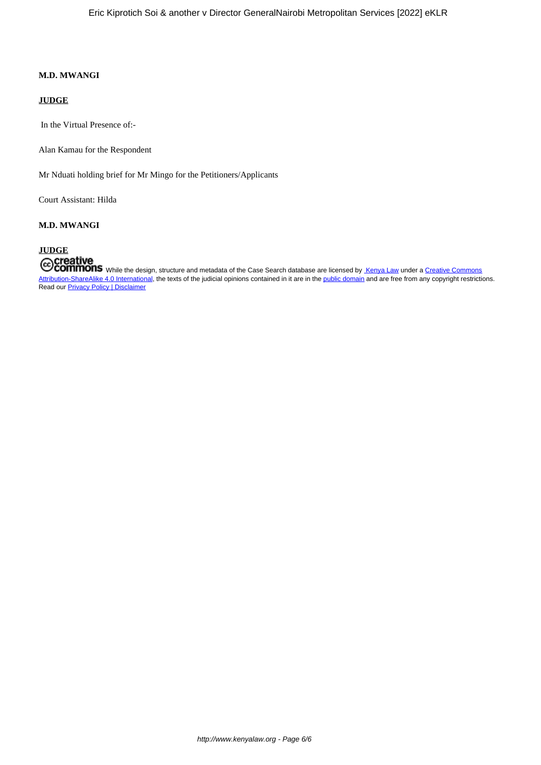**M.D. MWANGI**

**JUDGE**

In the Virtual Presence of:-

Alan Kamau for the Respondent

Mr Nduati holding brief for Mr Mingo for the Petitioners/Applicants

Court Assistant: Hilda

**M.D. MWANGI**

**JUDGE**

While the design, structure and metadata of the Case Search database are licensed by Kenya Law under a Creative Commons Attribution-ShareAlike 4.0 International, the texts of the judicial opinions contained in it are in the public domain and are free from any copyright restrictions. Read our Privacy Policy | Disclaimer